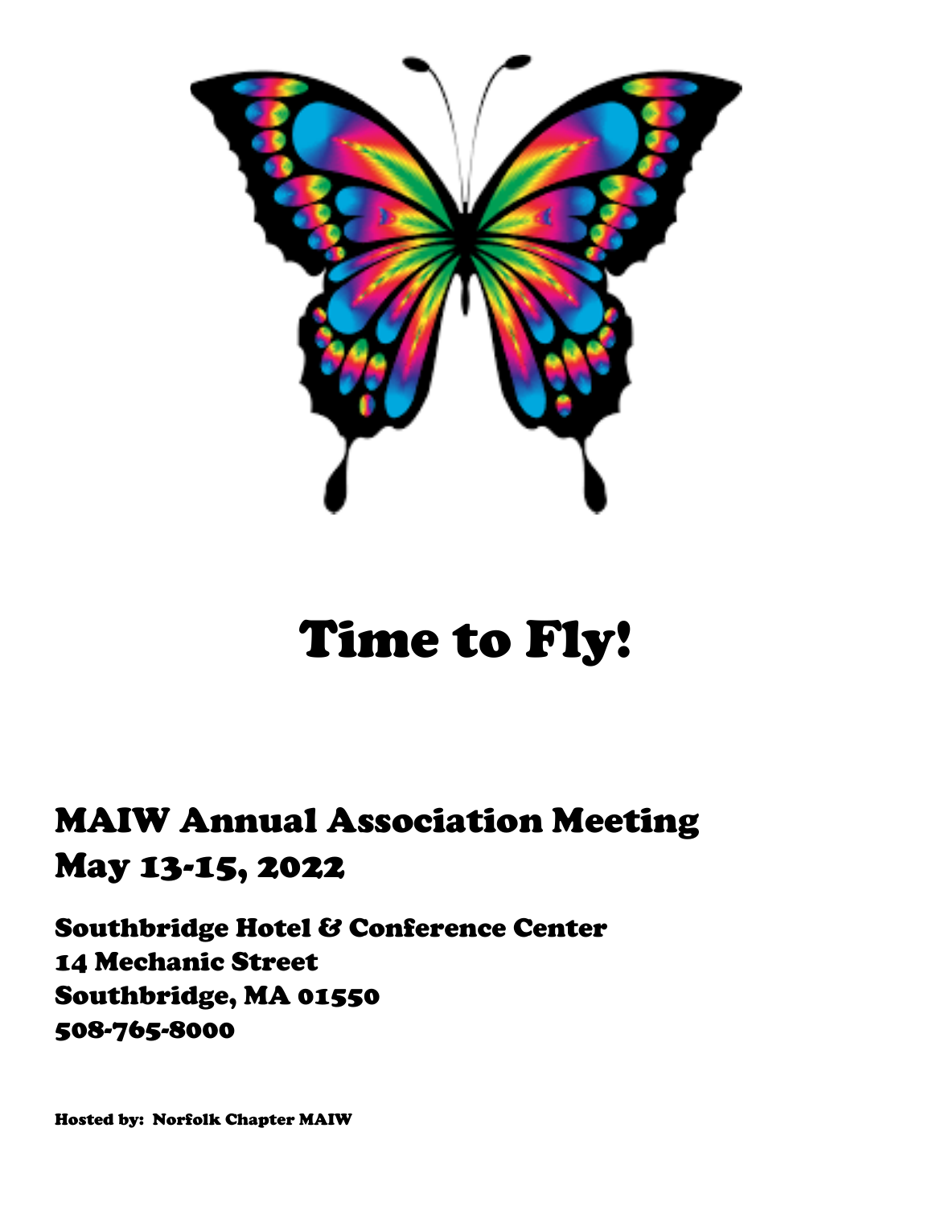# Time to Fly!

## MAIW Annual Association Meeting
## May 13-15, 2022

### Southbridge Hotel & Conference Center
### 14 Mechanic Street
### Southbridge, MA 01550
### 508-765-8000

**Hosted by: Norfolk Chapter MAIW**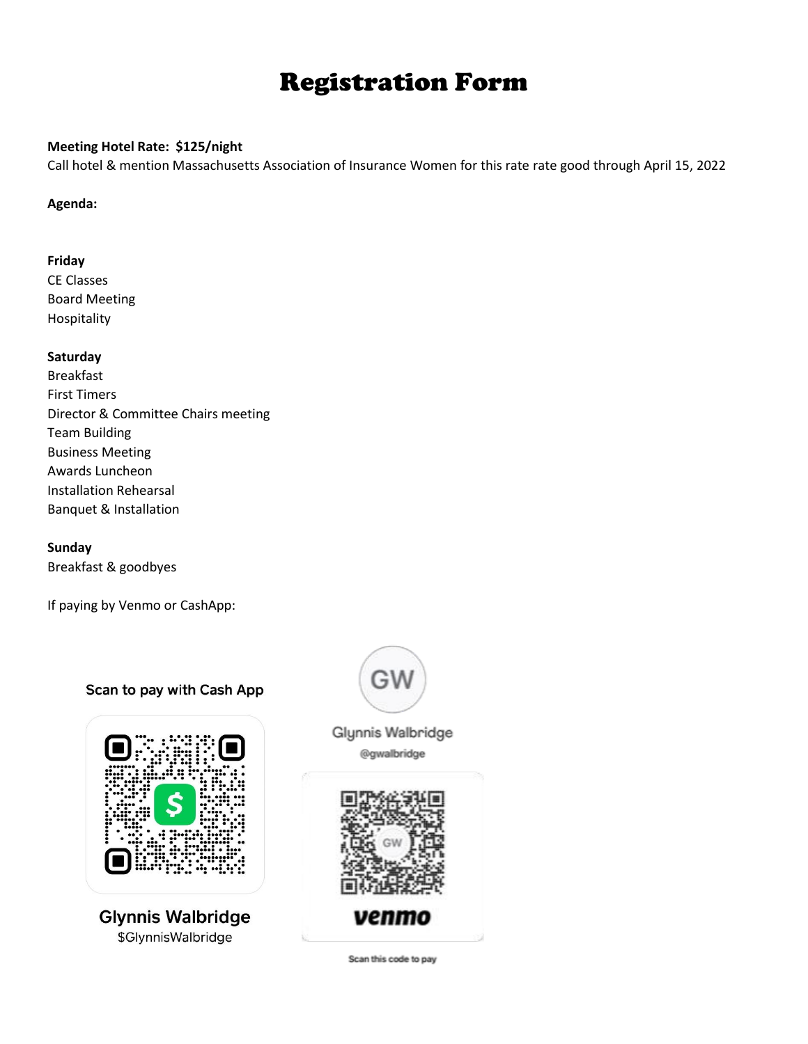# Registration Form

**Meeting Hotel Rate: $125/night**

Call hotel & mention Massachusetts Association of Insurance Women for this rate rate good through April 15, 2022

**Agenda:**

**Friday**

CE Classes

Board Meeting

Hospitality

**Saturday**

Breakfast

First Timers

Director & Committee Chairs meeting

Team Building

Business Meeting

Awards Luncheon

Installation Rehearsal

Banquet & Installation

**Sunday**

Breakfast & goodbyes

If paying by Venmo or CashApp:

Scan to pay with Cash App

Glynnis Walbridge

$GlynnisWalbridge

GW

Glynnis Walbridge

@gwalbridge

venmo

Scan this code to pay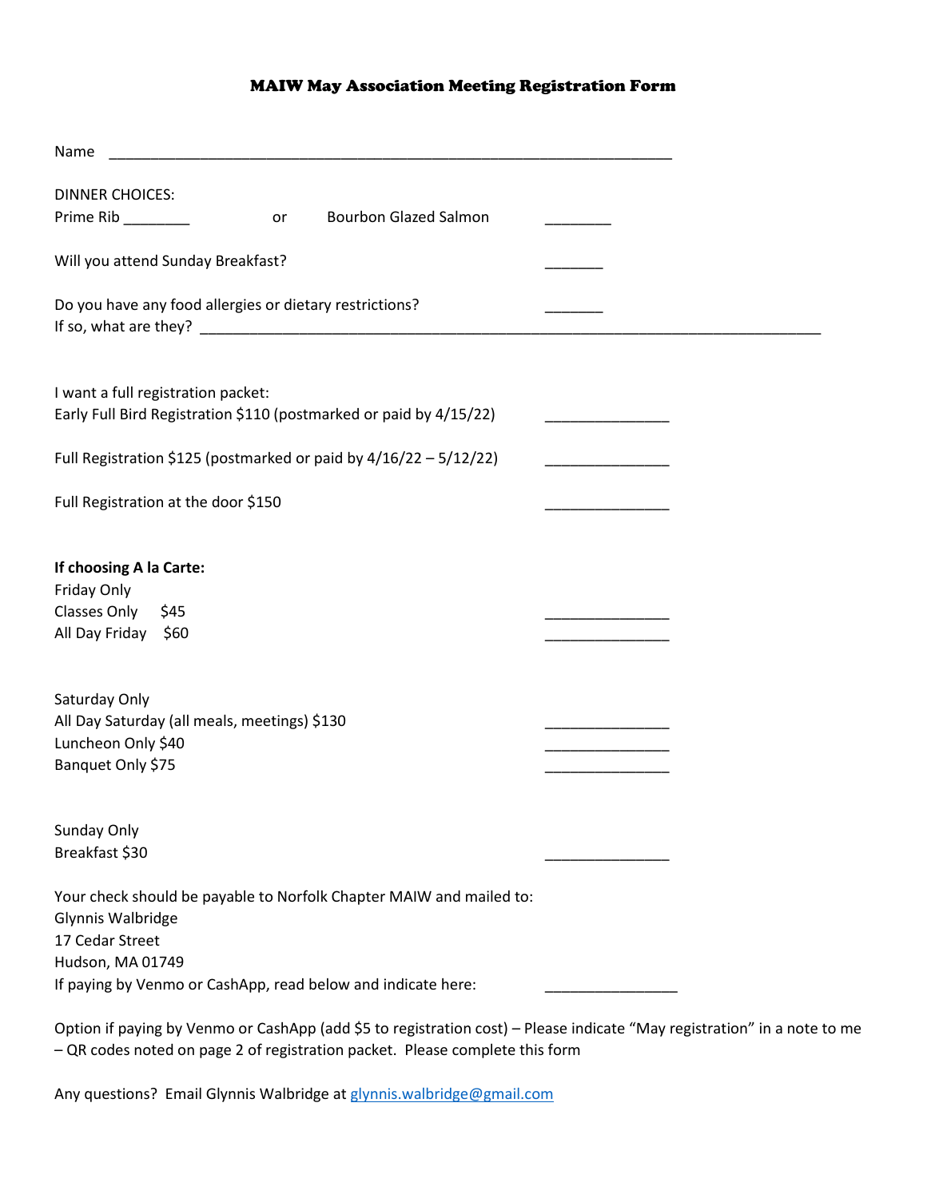# MAIW May Association Meeting Registration Form

Name ______________________________________________________________________

DINNER CHOICES:
Prime Rib ________ or Bourbon Glazed Salmon ________

Will you attend Sunday Breakfast? _______

Do you have any food allergies or dietary restrictions? _______
If so, what are they? ____________________________________________________________________________

I want a full registration packet:
Early Full Bird Registration $110 (postmarked or paid by 4/15/22) _______________

Full Registration $125 (postmarked or paid by 4/16/22 – 5/12/22) _______________

Full Registration at the door $150 _______________

**If choosing A la Carte:**
Friday Only
Classes Only $45 _______________
All Day Friday $60 _______________

Saturday Only
All Day Saturday (all meals, meetings) $130 _______________
Luncheon Only $40 _______________
Banquet Only $75 _______________

Sunday Only
Breakfast $30 _______________

Your check should be payable to Norfolk Chapter MAIW and mailed to:
Glynnis Walbridge
17 Cedar Street
Hudson, MA 01749
If paying by Venmo or CashApp, read below and indicate here: ________________

Option if paying by Venmo or CashApp (add $5 to registration cost) – Please indicate "May registration" in a note to me – QR codes noted on page 2 of registration packet. Please complete this form

Any questions? Email Glynnis Walbridge at glynnis.walbridge@gmail.com